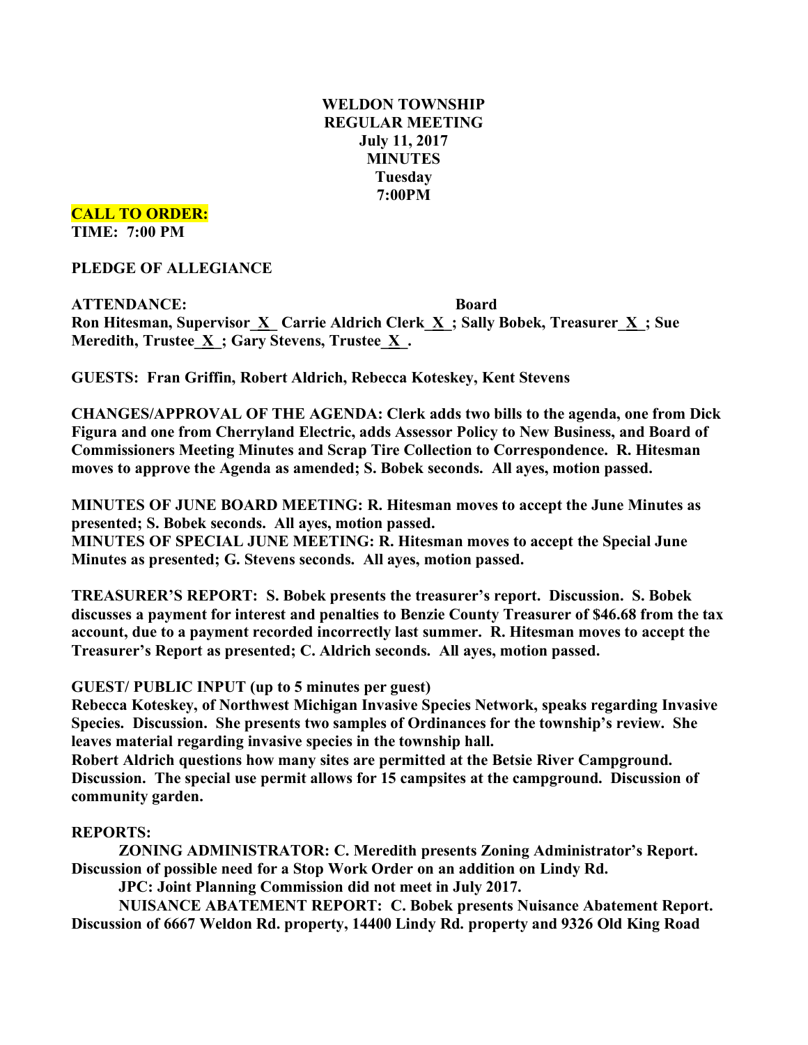**WELDON TOWNSHIP**
**REGULAR MEETING**
**July 11, 2017**
**MINUTES**
**Tuesday**
**7:00PM**

**CALL TO ORDER:**
**TIME: 7:00 PM**

**PLEDGE OF ALLEGIANCE**

**ATTENDANCE: Board**
**Ron Hitesman, Supervisor_X_ Carrie Aldrich Clerk_X_; Sally Bobek, Treasurer_X_; Sue Meredith, Trustee_X_; Gary Stevens, Trustee_X_.**

**GUESTS: Fran Griffin, Robert Aldrich, Rebecca Koteskey, Kent Stevens**

**CHANGES/APPROVAL OF THE AGENDA: Clerk adds two bills to the agenda, one from Dick Figura and one from Cherryland Electric, adds Assessor Policy to New Business, and Board of Commissioners Meeting Minutes and Scrap Tire Collection to Correspondence. R. Hitesman moves to approve the Agenda as amended; S. Bobek seconds. All ayes, motion passed.**

**MINUTES OF JUNE BOARD MEETING: R. Hitesman moves to accept the June Minutes as presented; S. Bobek seconds. All ayes, motion passed.**
**MINUTES OF SPECIAL JUNE MEETING: R. Hitesman moves to accept the Special June Minutes as presented; G. Stevens seconds. All ayes, motion passed.**

**TREASURER'S REPORT: S. Bobek presents the treasurer's report. Discussion. S. Bobek discusses a payment for interest and penalties to Benzie County Treasurer of $46.68 from the tax account, due to a payment recorded incorrectly last summer. R. Hitesman moves to accept the Treasurer's Report as presented; C. Aldrich seconds. All ayes, motion passed.**

**GUEST/ PUBLIC INPUT (up to 5 minutes per guest)**
**Rebecca Koteskey, of Northwest Michigan Invasive Species Network, speaks regarding Invasive Species. Discussion. She presents two samples of Ordinances for the township's review. She leaves material regarding invasive species in the township hall.**
**Robert Aldrich questions how many sites are permitted at the Betsie River Campground. Discussion. The special use permit allows for 15 campsites at the campground. Discussion of community garden.**

**REPORTS:**

**ZONING ADMINISTRATOR: C. Meredith presents Zoning Administrator's Report. Discussion of possible need for a Stop Work Order on an addition on Lindy Rd.**

**JPC: Joint Planning Commission did not meet in July 2017.**

**NUISANCE ABATEMENT REPORT: C. Bobek presents Nuisance Abatement Report. Discussion of 6667 Weldon Rd. property, 14400 Lindy Rd. property and 9326 Old King Road**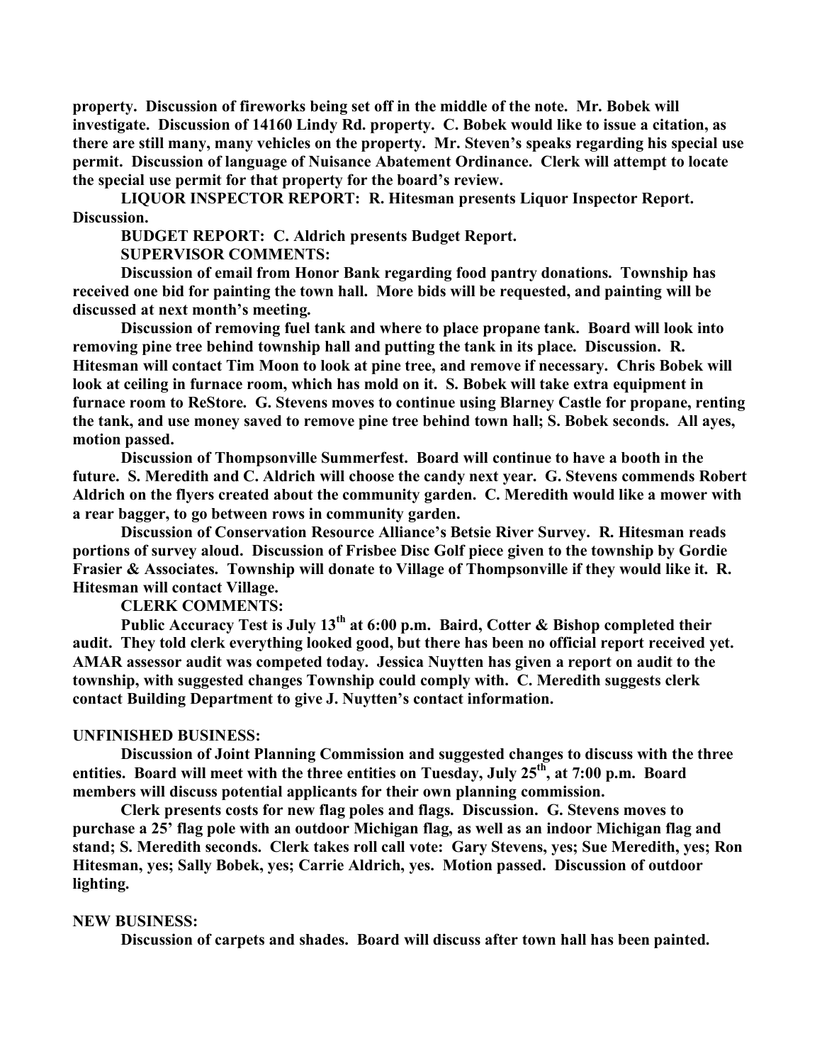**property. Discussion of fireworks being set off in the middle of the note. Mr. Bobek will investigate. Discussion of 14160 Lindy Rd. property. C. Bobek would like to issue a citation, as there are still many, many vehicles on the property. Mr. Steven's speaks regarding his special use permit. Discussion of language of Nuisance Abatement Ordinance. Clerk will attempt to locate the special use permit for that property for the board's review.**

**LIQUOR INSPECTOR REPORT: R. Hitesman presents Liquor Inspector Report. Discussion.**

**BUDGET REPORT: C. Aldrich presents Budget Report.**

**SUPERVISOR COMMENTS:**

**Discussion of email from Honor Bank regarding food pantry donations. Township has received one bid for painting the town hall. More bids will be requested, and painting will be discussed at next month's meeting.**

**Discussion of removing fuel tank and where to place propane tank. Board will look into removing pine tree behind township hall and putting the tank in its place. Discussion. R. Hitesman will contact Tim Moon to look at pine tree, and remove if necessary. Chris Bobek will look at ceiling in furnace room, which has mold on it. S. Bobek will take extra equipment in furnace room to ReStore. G. Stevens moves to continue using Blarney Castle for propane, renting the tank, and use money saved to remove pine tree behind town hall; S. Bobek seconds. All ayes, motion passed.**

**Discussion of Thompsonville Summerfest. Board will continue to have a booth in the future. S. Meredith and C. Aldrich will choose the candy next year. G. Stevens commends Robert Aldrich on the flyers created about the community garden. C. Meredith would like a mower with a rear bagger, to go between rows in community garden.**

**Discussion of Conservation Resource Alliance's Betsie River Survey. R. Hitesman reads portions of survey aloud. Discussion of Frisbee Disc Golf piece given to the township by Gordie Frasier & Associates. Township will donate to Village of Thompsonville if they would like it. R. Hitesman will contact Village.**

**CLERK COMMENTS:**

**Public Accuracy Test is July 13th at 6:00 p.m. Baird, Cotter & Bishop completed their audit. They told clerk everything looked good, but there has been no official report received yet. AMAR assessor audit was competed today. Jessica Nuytten has given a report on audit to the township, with suggested changes Township could comply with. C. Meredith suggests clerk contact Building Department to give J. Nuytten's contact information.**

**UNFINISHED BUSINESS:**

**Discussion of Joint Planning Commission and suggested changes to discuss with the three entities. Board will meet with the three entities on Tuesday, July 25th, at 7:00 p.m. Board members will discuss potential applicants for their own planning commission.**

**Clerk presents costs for new flag poles and flags. Discussion. G. Stevens moves to purchase a 25' flag pole with an outdoor Michigan flag, as well as an indoor Michigan flag and stand; S. Meredith seconds. Clerk takes roll call vote: Gary Stevens, yes; Sue Meredith, yes; Ron Hitesman, yes; Sally Bobek, yes; Carrie Aldrich, yes. Motion passed. Discussion of outdoor lighting.**

**NEW BUSINESS:**

**Discussion of carpets and shades. Board will discuss after town hall has been painted.**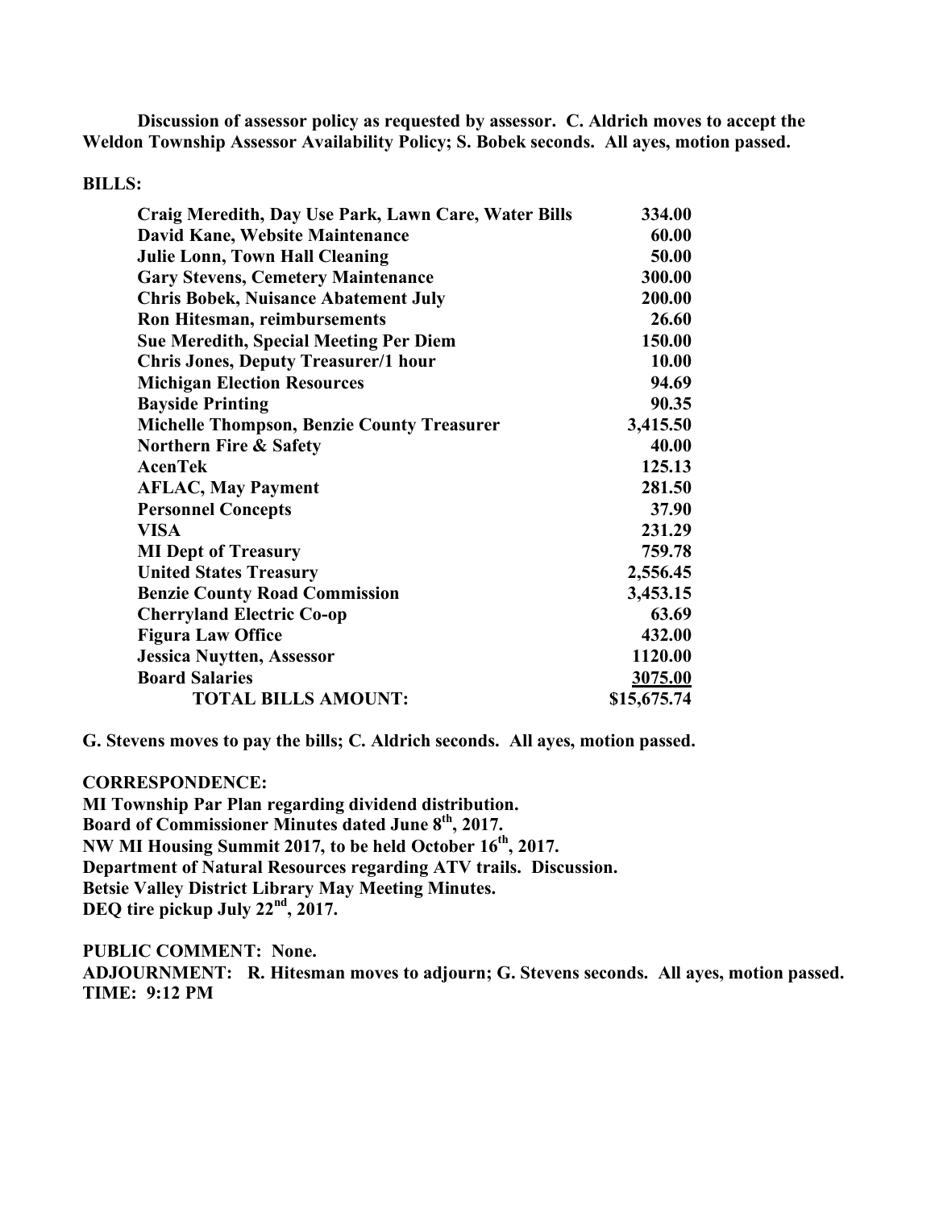**Discussion of assessor policy as requested by assessor. C. Aldrich moves to accept the Weldon Township Assessor Availability Policy; S. Bobek seconds. All ayes, motion passed.**

**BILLS:**

| | |
|---|---|
| **Craig Meredith, Day Use Park, Lawn Care, Water Bills** | **334.00** |
| **David Kane, Website Maintenance** | **60.00** |
| **Julie Lonn, Town Hall Cleaning** | **50.00** |
| **Gary Stevens, Cemetery Maintenance** | **300.00** |
| **Chris Bobek, Nuisance Abatement July** | **200.00** |
| **Ron Hitesman, reimbursements** | **26.60** |
| **Sue Meredith, Special Meeting Per Diem** | **150.00** |
| **Chris Jones, Deputy Treasurer/1 hour** | **10.00** |
| **Michigan Election Resources** | **94.69** |
| **Bayside Printing** | **90.35** |
| **Michelle Thompson, Benzie County Treasurer** | **3,415.50** |
| **Northern Fire & Safety** | **40.00** |
| **AcenTek** | **125.13** |
| **AFLAC, May Payment** | **281.50** |
| **Personnel Concepts** | **37.90** |
| **VISA** | **231.29** |
| **MI Dept of Treasury** | **759.78** |
| **United States Treasury** | **2,556.45** |
| **Benzie County Road Commission** | **3,453.15** |
| **Cherryland Electric Co-op** | **63.69** |
| **Figura Law Office** | **432.00** |
| **Jessica Nuytten, Assessor** | **1120.00** |
| **Board Salaries** | **3075.00** |
| **TOTAL BILLS AMOUNT:** | **$15,675.74** |

**G. Stevens moves to pay the bills; C. Aldrich seconds. All ayes, motion passed.**

**CORRESPONDENCE:**
**MI Township Par Plan regarding dividend distribution.**
**Board of Commissioner Minutes dated June 8th, 2017.**
**NW MI Housing Summit 2017, to be held October 16th, 2017.**
**Department of Natural Resources regarding ATV trails. Discussion.**
**Betsie Valley District Library May Meeting Minutes.**
**DEQ tire pickup July 22nd, 2017.**

**PUBLIC COMMENT: None.**
**ADJOURNMENT: R. Hitesman moves to adjourn; G. Stevens seconds. All ayes, motion passed.**
**TIME: 9:12 PM**